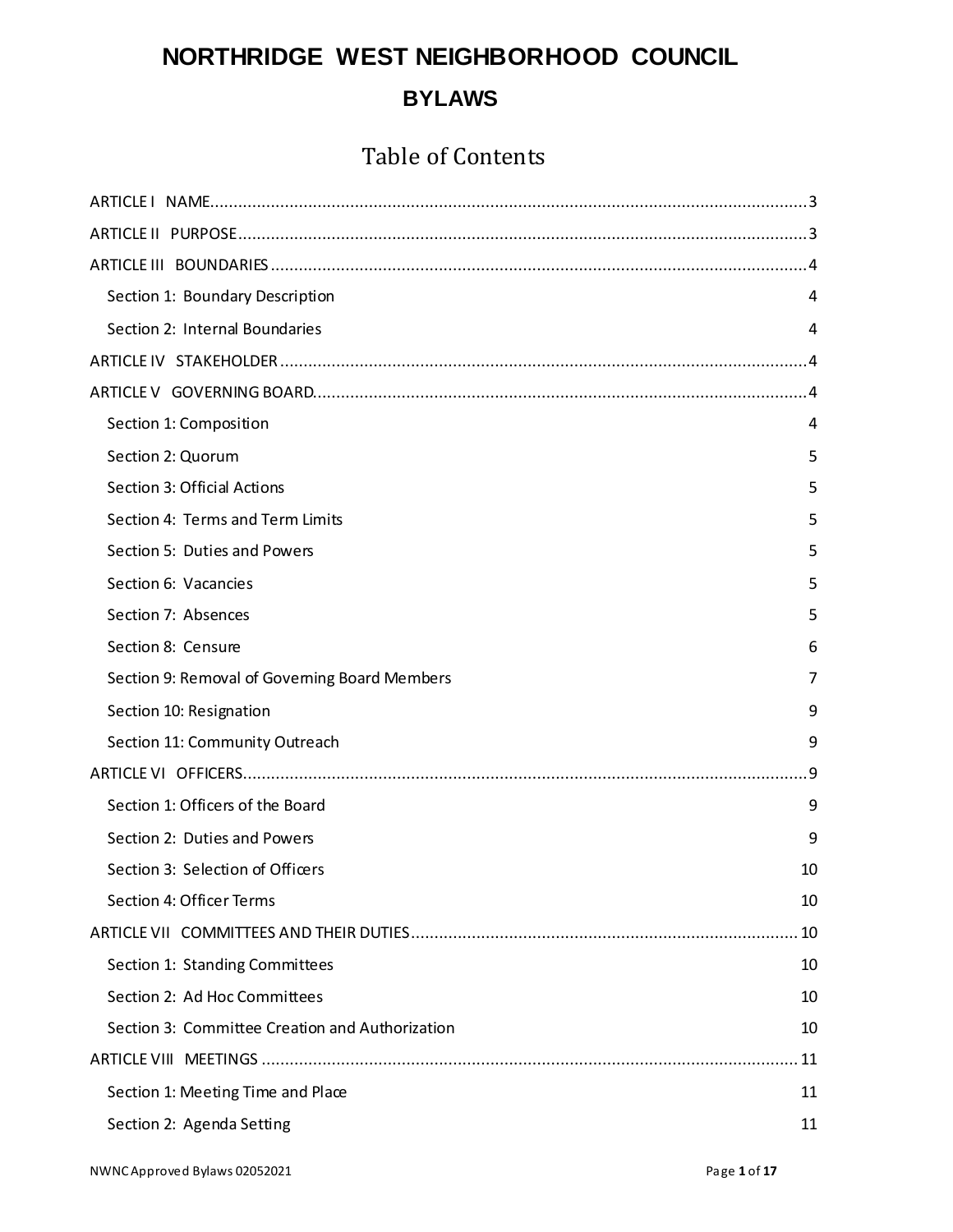# NORTHRIDGE WEST NEIGHBORHOOD COUNCIL

## BYLAWS

## Table of Contents

ARTICLE I NAME....3

ARTICLE II PURPOSE....3

ARTICLE III BOUNDARIES....4

- Section 1: Boundary Description 4
- Section 2: Internal Boundaries 4

ARTICLE IV STAKEHOLDER....4

ARTICLE V GOVERNING BOARD....4

- Section 1: Composition 4
- Section 2: Quorum 5
- Section 3: Official Actions 5
- Section 4: Terms and Term Limits 5
- Section 5: Duties and Powers 5
- Section 6: Vacancies 5
- Section 7: Absences 5
- Section 8: Censure 6
- Section 9: Removal of Governing Board Members 7
- Section 10: Resignation 9
- Section 11: Community Outreach 9

ARTICLE VI OFFICERS....9

- Section 1: Officers of the Board 9
- Section 2: Duties and Powers 9
- Section 3: Selection of Officers 10
- Section 4: Officer Terms 10

ARTICLE VII COMMITTEES AND THEIR DUTIES....10

- Section 1: Standing Committees 10
- Section 2: Ad Hoc Committees 10
- Section 3: Committee Creation and Authorization 10

ARTICLE VIII MEETINGS....11

- Section 1: Meeting Time and Place 11
- Section 2: Agenda Setting 11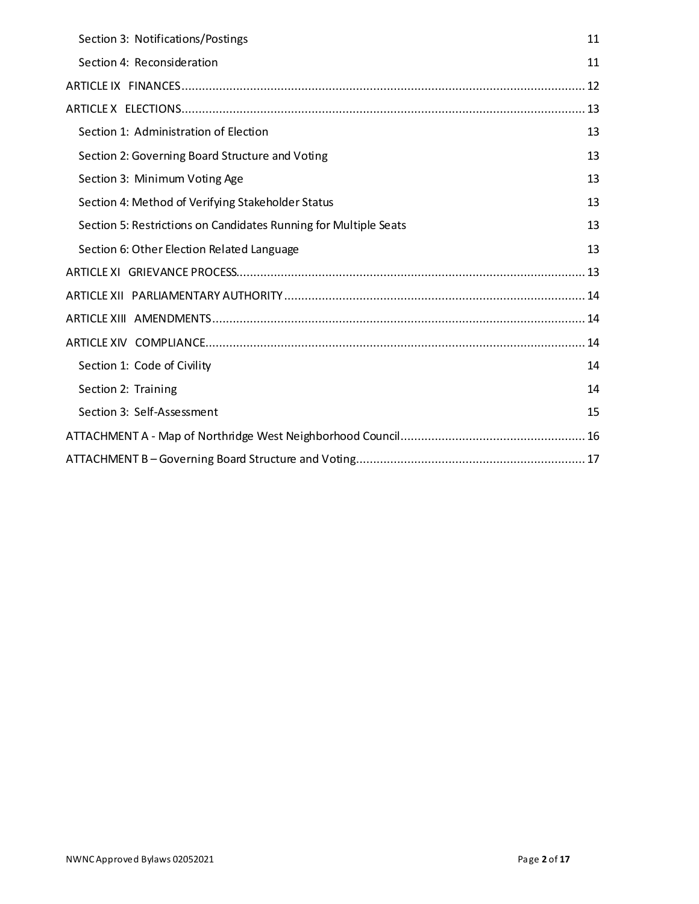Section 3: Notifications/Postings 11

Section 4: Reconsideration 11

ARTICLE IX FINANCES....................................................................................................................... 12

ARTICLE X ELECTIONS...................................................................................................................... 13

Section 1: Administration of Election 13

Section 2: Governing Board Structure and Voting 13

Section 3: Minimum Voting Age 13

Section 4: Method of Verifying Stakeholder Status 13

Section 5: Restrictions on Candidates Running for Multiple Seats 13

Section 6: Other Election Related Language 13

ARTICLE XI GRIEVANCE PROCESS..................................................................................................... 13

ARTICLE XII PARLIAMENTARY AUTHORITY....................................................................................... 14

ARTICLE XIII AMENDMENTS............................................................................................................. 14

ARTICLE XIV COMPLIANCE............................................................................................................... 14

Section 1: Code of Civility 14

Section 2: Training 14

Section 3: Self-Assessment 15

ATTACHMENT A - Map of Northridge West Neighborhood Council...................................................... 16

ATTACHMENT B – Governing Board Structure and Voting................................................................... 17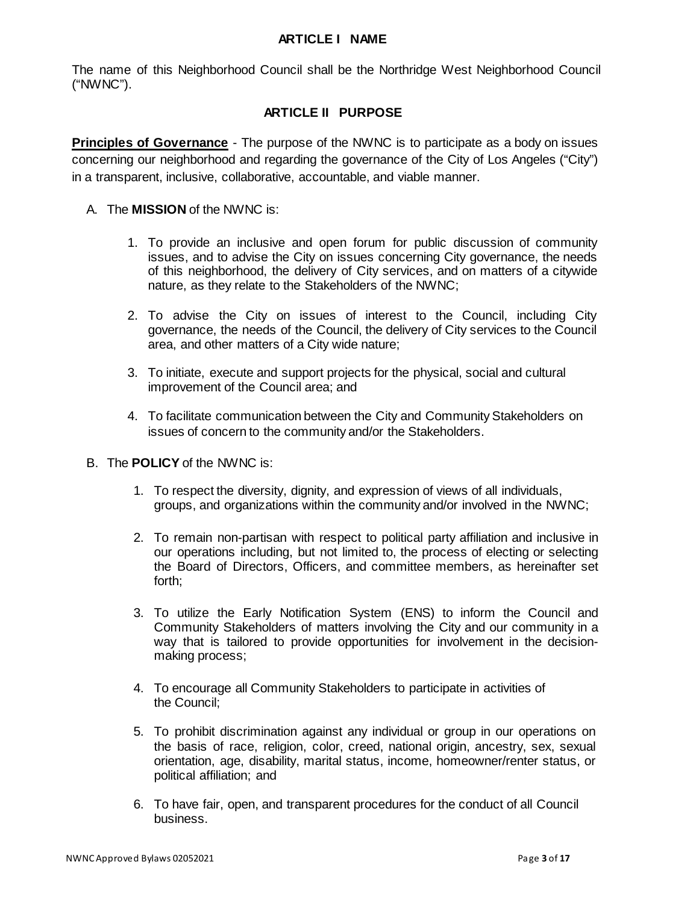## ARTICLE I NAME

The name of this Neighborhood Council shall be the Northridge West Neighborhood Council ("NWNC").

## ARTICLE II PURPOSE

**Principles of Governance** - The purpose of the NWNC is to participate as a body on issues concerning our neighborhood and regarding the governance of the City of Los Angeles ("City") in a transparent, inclusive, collaborative, accountable, and viable manner.

A. The **MISSION** of the NWNC is:

1. To provide an inclusive and open forum for public discussion of community issues, and to advise the City on issues concerning City governance, the needs of this neighborhood, the delivery of City services, and on matters of a citywide nature, as they relate to the Stakeholders of the NWNC;

2. To advise the City on issues of interest to the Council, including City governance, the needs of the Council, the delivery of City services to the Council area, and other matters of a City wide nature;

3. To initiate, execute and support projects for the physical, social and cultural improvement of the Council area; and

4. To facilitate communication between the City and Community Stakeholders on issues of concern to the community and/or the Stakeholders.

B. The **POLICY** of the NWNC is:

1. To respect the diversity, dignity, and expression of views of all individuals, groups, and organizations within the community and/or involved in the NWNC;

2. To remain non-partisan with respect to political party affiliation and inclusive in our operations including, but not limited to, the process of electing or selecting the Board of Directors, Officers, and committee members, as hereinafter set forth;

3. To utilize the Early Notification System (ENS) to inform the Council and Community Stakeholders of matters involving the City and our community in a way that is tailored to provide opportunities for involvement in the decision-making process;

4. To encourage all Community Stakeholders to participate in activities of the Council;

5. To prohibit discrimination against any individual or group in our operations on the basis of race, religion, color, creed, national origin, ancestry, sex, sexual orientation, age, disability, marital status, income, homeowner/renter status, or political affiliation; and

6. To have fair, open, and transparent procedures for the conduct of all Council business.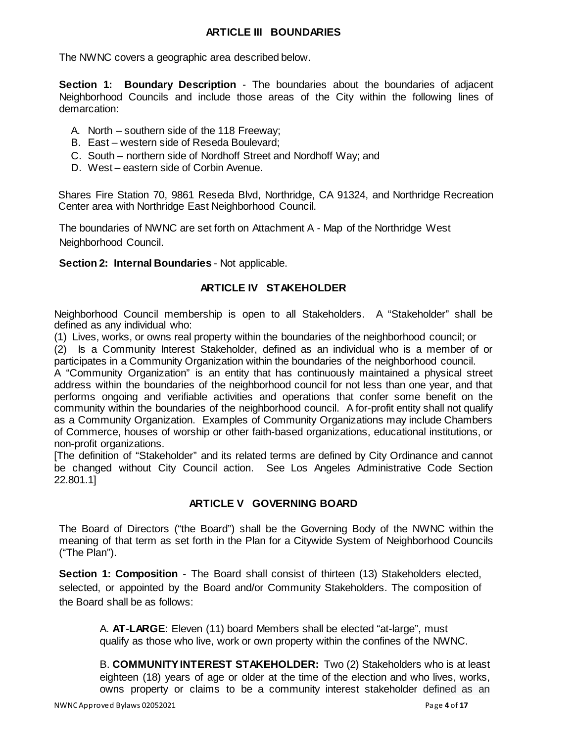## ARTICLE III BOUNDARIES

The NWNC covers a geographic area described below.

**Section 1: Boundary Description** - The boundaries about the boundaries of adjacent Neighborhood Councils and include those areas of the City within the following lines of demarcation:

A. North – southern side of the 118 Freeway;
B. East – western side of Reseda Boulevard;
C. South – northern side of Nordhoff Street and Nordhoff Way; and
D. West – eastern side of Corbin Avenue.

Shares Fire Station 70, 9861 Reseda Blvd, Northridge, CA 91324, and Northridge Recreation Center area with Northridge East Neighborhood Council.

The boundaries of NWNC are set forth on Attachment A - Map of the Northridge West Neighborhood Council.

**Section 2: Internal Boundaries** - Not applicable.

## ARTICLE IV STAKEHOLDER

Neighborhood Council membership is open to all Stakeholders. A "Stakeholder" shall be defined as any individual who:

(1) Lives, works, or owns real property within the boundaries of the neighborhood council; or

(2) Is a Community Interest Stakeholder, defined as an individual who is a member of or participates in a Community Organization within the boundaries of the neighborhood council.

A "Community Organization" is an entity that has continuously maintained a physical street address within the boundaries of the neighborhood council for not less than one year, and that performs ongoing and verifiable activities and operations that confer some benefit on the community within the boundaries of the neighborhood council. A for-profit entity shall not qualify as a Community Organization. Examples of Community Organizations may include Chambers of Commerce, houses of worship or other faith-based organizations, educational institutions, or non-profit organizations.

[The definition of "Stakeholder" and its related terms are defined by City Ordinance and cannot be changed without City Council action. See Los Angeles Administrative Code Section 22.801.1]

## ARTICLE V GOVERNING BOARD

The Board of Directors ("the Board") shall be the Governing Body of the NWNC within the meaning of that term as set forth in the Plan for a Citywide System of Neighborhood Councils ("The Plan").

**Section 1: Composition** - The Board shall consist of thirteen (13) Stakeholders elected, selected, or appointed by the Board and/or Community Stakeholders. The composition of the Board shall be as follows:

A. **AT-LARGE**: Eleven (11) board Members shall be elected "at-large", must qualify as those who live, work or own property within the confines of the NWNC.

B. **COMMUNITY INTEREST STAKEHOLDER:** Two (2) Stakeholders who is at least eighteen (18) years of age or older at the time of the election and who lives, works, owns property or claims to be a community interest stakeholder defined as an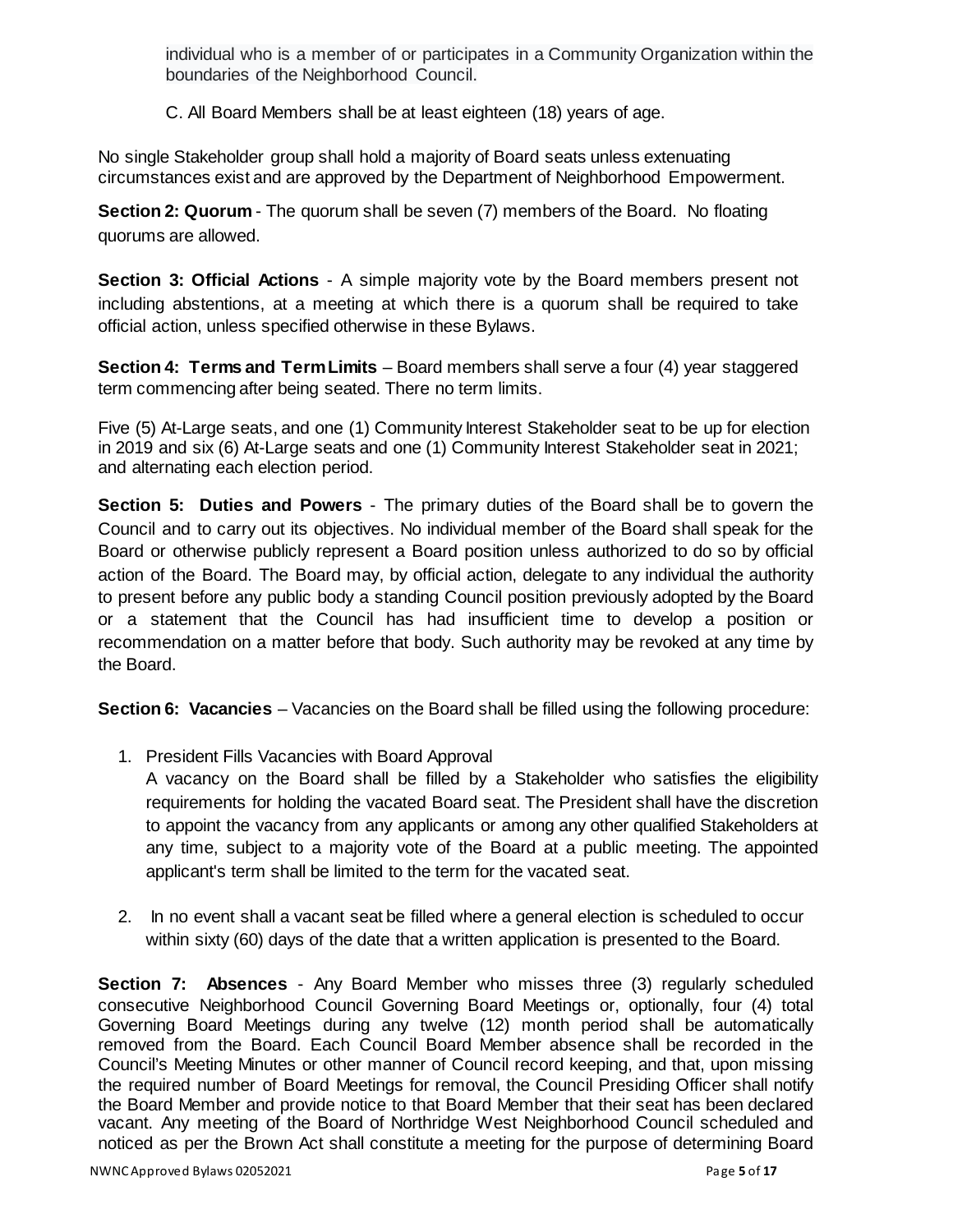individual who is a member of or participates in a Community Organization within the boundaries of the Neighborhood Council.

C. All Board Members shall be at least eighteen (18) years of age.

No single Stakeholder group shall hold a majority of Board seats unless extenuating circumstances exist and are approved by the Department of Neighborhood Empowerment.

**Section 2: Quorum** - The quorum shall be seven (7) members of the Board. No floating quorums are allowed.

**Section 3: Official Actions** - A simple majority vote by the Board members present not including abstentions, at a meeting at which there is a quorum shall be required to take official action, unless specified otherwise in these Bylaws.

**Section 4: Terms and Term Limits** – Board members shall serve a four (4) year staggered term commencing after being seated. There no term limits.

Five (5) At-Large seats, and one (1) Community Interest Stakeholder seat to be up for election in 2019 and six (6) At-Large seats and one (1) Community Interest Stakeholder seat in 2021; and alternating each election period.

**Section 5: Duties and Powers** - The primary duties of the Board shall be to govern the Council and to carry out its objectives. No individual member of the Board shall speak for the Board or otherwise publicly represent a Board position unless authorized to do so by official action of the Board. The Board may, by official action, delegate to any individual the authority to present before any public body a standing Council position previously adopted by the Board or a statement that the Council has had insufficient time to develop a position or recommendation on a matter before that body. Such authority may be revoked at any time by the Board.

**Section 6: Vacancies** – Vacancies on the Board shall be filled using the following procedure:

1. President Fills Vacancies with Board Approval
   A vacancy on the Board shall be filled by a Stakeholder who satisfies the eligibility requirements for holding the vacated Board seat. The President shall have the discretion to appoint the vacancy from any applicants or among any other qualified Stakeholders at any time, subject to a majority vote of the Board at a public meeting. The appointed applicant's term shall be limited to the term for the vacated seat.

2. In no event shall a vacant seat be filled where a general election is scheduled to occur within sixty (60) days of the date that a written application is presented to the Board.

**Section 7: Absences** - Any Board Member who misses three (3) regularly scheduled consecutive Neighborhood Council Governing Board Meetings or, optionally, four (4) total Governing Board Meetings during any twelve (12) month period shall be automatically removed from the Board. Each Council Board Member absence shall be recorded in the Council's Meeting Minutes or other manner of Council record keeping, and that, upon missing the required number of Board Meetings for removal, the Council Presiding Officer shall notify the Board Member and provide notice to that Board Member that their seat has been declared vacant. Any meeting of the Board of Northridge West Neighborhood Council scheduled and noticed as per the Brown Act shall constitute a meeting for the purpose of determining Board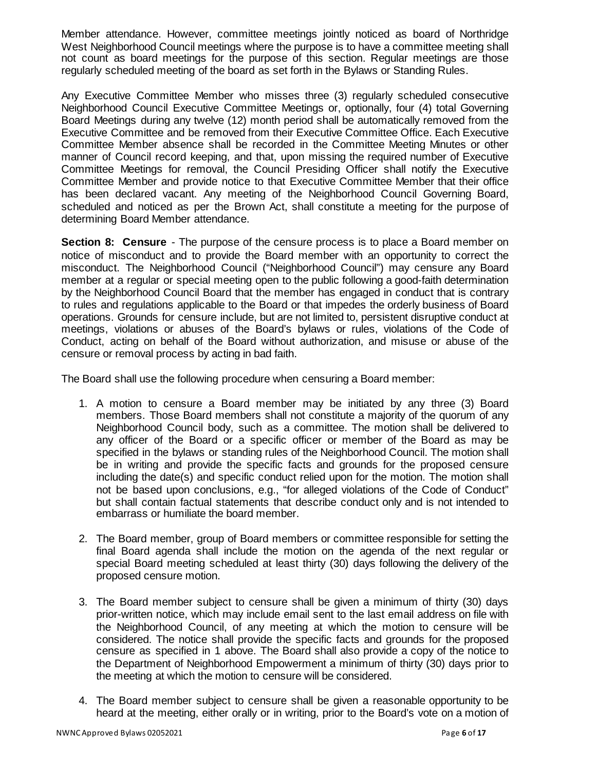Member attendance. However, committee meetings jointly noticed as board of Northridge West Neighborhood Council meetings where the purpose is to have a committee meeting shall not count as board meetings for the purpose of this section. Regular meetings are those regularly scheduled meeting of the board as set forth in the Bylaws or Standing Rules.

Any Executive Committee Member who misses three (3) regularly scheduled consecutive Neighborhood Council Executive Committee Meetings or, optionally, four (4) total Governing Board Meetings during any twelve (12) month period shall be automatically removed from the Executive Committee and be removed from their Executive Committee Office. Each Executive Committee Member absence shall be recorded in the Committee Meeting Minutes or other manner of Council record keeping, and that, upon missing the required number of Executive Committee Meetings for removal, the Council Presiding Officer shall notify the Executive Committee Member and provide notice to that Executive Committee Member that their office has been declared vacant. Any meeting of the Neighborhood Council Governing Board, scheduled and noticed as per the Brown Act, shall constitute a meeting for the purpose of determining Board Member attendance.

**Section 8: Censure** - The purpose of the censure process is to place a Board member on notice of misconduct and to provide the Board member with an opportunity to correct the misconduct. The Neighborhood Council ("Neighborhood Council") may censure any Board member at a regular or special meeting open to the public following a good-faith determination by the Neighborhood Council Board that the member has engaged in conduct that is contrary to rules and regulations applicable to the Board or that impedes the orderly business of Board operations. Grounds for censure include, but are not limited to, persistent disruptive conduct at meetings, violations or abuses of the Board's bylaws or rules, violations of the Code of Conduct, acting on behalf of the Board without authorization, and misuse or abuse of the censure or removal process by acting in bad faith.

The Board shall use the following procedure when censuring a Board member:

1. A motion to censure a Board member may be initiated by any three (3) Board members. Those Board members shall not constitute a majority of the quorum of any Neighborhood Council body, such as a committee. The motion shall be delivered to any officer of the Board or a specific officer or member of the Board as may be specified in the bylaws or standing rules of the Neighborhood Council. The motion shall be in writing and provide the specific facts and grounds for the proposed censure including the date(s) and specific conduct relied upon for the motion. The motion shall not be based upon conclusions, e.g., "for alleged violations of the Code of Conduct" but shall contain factual statements that describe conduct only and is not intended to embarrass or humiliate the board member.

2. The Board member, group of Board members or committee responsible for setting the final Board agenda shall include the motion on the agenda of the next regular or special Board meeting scheduled at least thirty (30) days following the delivery of the proposed censure motion.

3. The Board member subject to censure shall be given a minimum of thirty (30) days prior-written notice, which may include email sent to the last email address on file with the Neighborhood Council, of any meeting at which the motion to censure will be considered. The notice shall provide the specific facts and grounds for the proposed censure as specified in 1 above. The Board shall also provide a copy of the notice to the Department of Neighborhood Empowerment a minimum of thirty (30) days prior to the meeting at which the motion to censure will be considered.

4. The Board member subject to censure shall be given a reasonable opportunity to be heard at the meeting, either orally or in writing, prior to the Board's vote on a motion of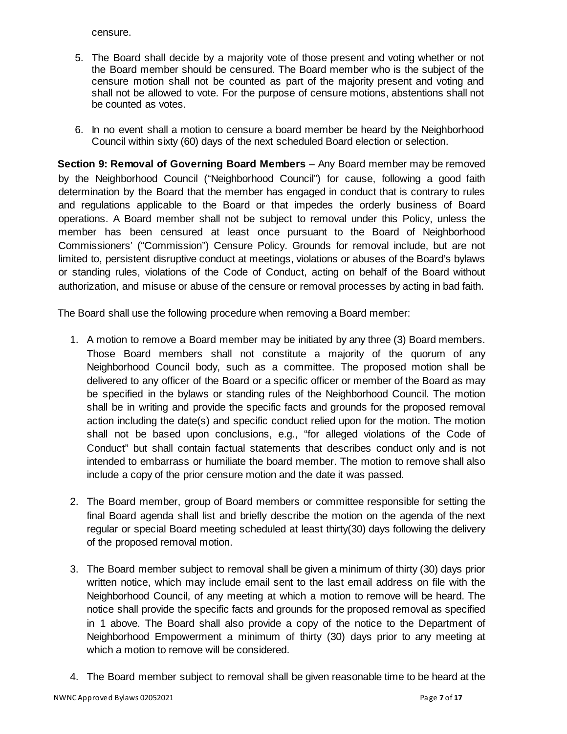censure.

5. The Board shall decide by a majority vote of those present and voting whether or not the Board member should be censured. The Board member who is the subject of the censure motion shall not be counted as part of the majority present and voting and shall not be allowed to vote. For the purpose of censure motions, abstentions shall not be counted as votes.

6. In no event shall a motion to censure a board member be heard by the Neighborhood Council within sixty (60) days of the next scheduled Board election or selection.

**Section 9: Removal of Governing Board Members** – Any Board member may be removed by the Neighborhood Council ("Neighborhood Council") for cause, following a good faith determination by the Board that the member has engaged in conduct that is contrary to rules and regulations applicable to the Board or that impedes the orderly business of Board operations. A Board member shall not be subject to removal under this Policy, unless the member has been censured at least once pursuant to the Board of Neighborhood Commissioners' ("Commission") Censure Policy. Grounds for removal include, but are not limited to, persistent disruptive conduct at meetings, violations or abuses of the Board's bylaws or standing rules, violations of the Code of Conduct, acting on behalf of the Board without authorization, and misuse or abuse of the censure or removal processes by acting in bad faith.

The Board shall use the following procedure when removing a Board member:

1. A motion to remove a Board member may be initiated by any three (3) Board members. Those Board members shall not constitute a majority of the quorum of any Neighborhood Council body, such as a committee. The proposed motion shall be delivered to any officer of the Board or a specific officer or member of the Board as may be specified in the bylaws or standing rules of the Neighborhood Council. The motion shall be in writing and provide the specific facts and grounds for the proposed removal action including the date(s) and specific conduct relied upon for the motion. The motion shall not be based upon conclusions, e.g., "for alleged violations of the Code of Conduct" but shall contain factual statements that describes conduct only and is not intended to embarrass or humiliate the board member. The motion to remove shall also include a copy of the prior censure motion and the date it was passed.

2. The Board member, group of Board members or committee responsible for setting the final Board agenda shall list and briefly describe the motion on the agenda of the next regular or special Board meeting scheduled at least thirty(30) days following the delivery of the proposed removal motion.

3. The Board member subject to removal shall be given a minimum of thirty (30) days prior written notice, which may include email sent to the last email address on file with the Neighborhood Council, of any meeting at which a motion to remove will be heard. The notice shall provide the specific facts and grounds for the proposed removal as specified in 1 above. The Board shall also provide a copy of the notice to the Department of Neighborhood Empowerment a minimum of thirty (30) days prior to any meeting at which a motion to remove will be considered.

4. The Board member subject to removal shall be given reasonable time to be heard at the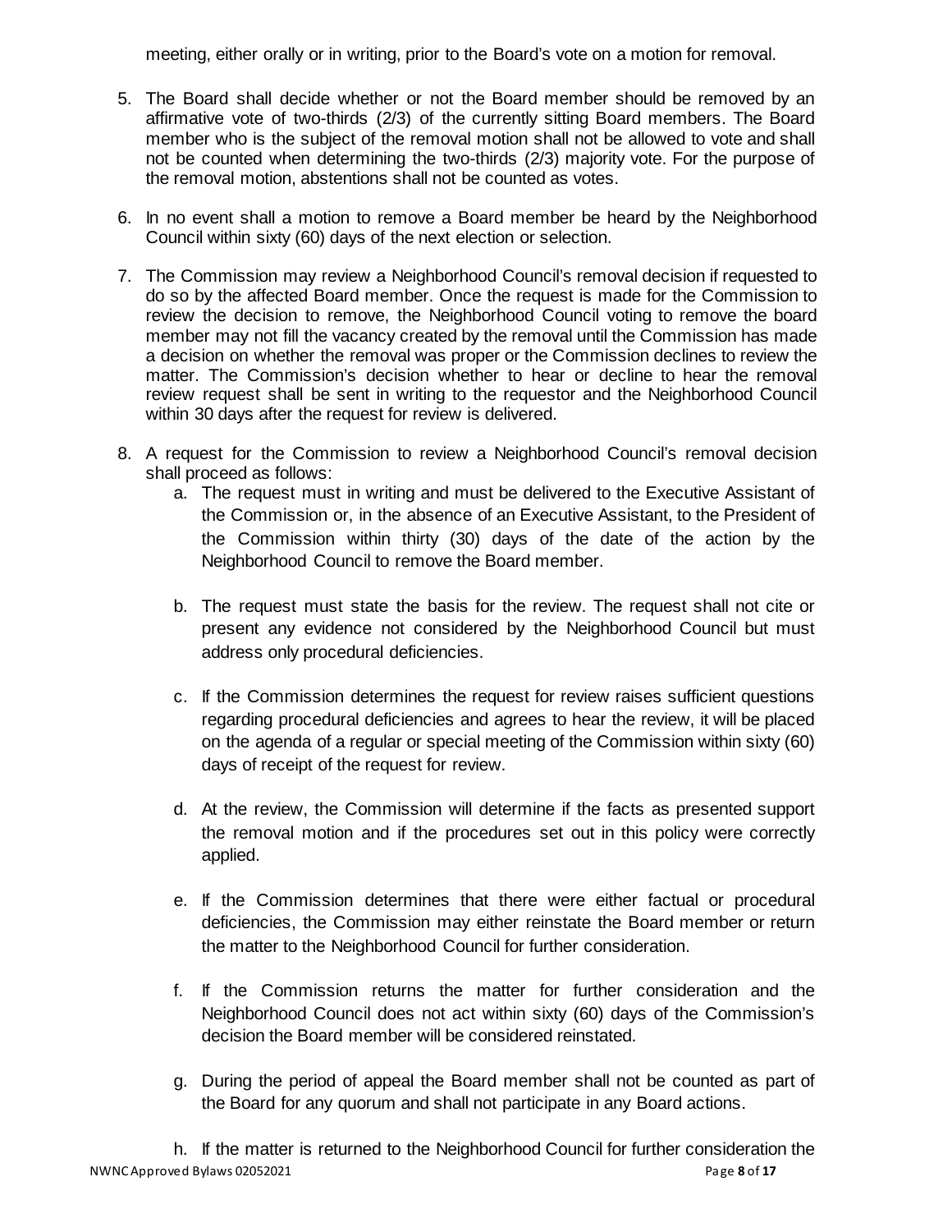meeting, either orally or in writing, prior to the Board's vote on a motion for removal.

5. The Board shall decide whether or not the Board member should be removed by an affirmative vote of two-thirds (2/3) of the currently sitting Board members. The Board member who is the subject of the removal motion shall not be allowed to vote and shall not be counted when determining the two-thirds (2/3) majority vote. For the purpose of the removal motion, abstentions shall not be counted as votes.

6. In no event shall a motion to remove a Board member be heard by the Neighborhood Council within sixty (60) days of the next election or selection.

7. The Commission may review a Neighborhood Council's removal decision if requested to do so by the affected Board member. Once the request is made for the Commission to review the decision to remove, the Neighborhood Council voting to remove the board member may not fill the vacancy created by the removal until the Commission has made a decision on whether the removal was proper or the Commission declines to review the matter. The Commission's decision whether to hear or decline to hear the removal review request shall be sent in writing to the requestor and the Neighborhood Council within 30 days after the request for review is delivered.

8. A request for the Commission to review a Neighborhood Council's removal decision shall proceed as follows:
   a. The request must in writing and must be delivered to the Executive Assistant of the Commission or, in the absence of an Executive Assistant, to the President of the Commission within thirty (30) days of the date of the action by the Neighborhood Council to remove the Board member.

   b. The request must state the basis for the review. The request shall not cite or present any evidence not considered by the Neighborhood Council but must address only procedural deficiencies.

   c. If the Commission determines the request for review raises sufficient questions regarding procedural deficiencies and agrees to hear the review, it will be placed on the agenda of a regular or special meeting of the Commission within sixty (60) days of receipt of the request for review.

   d. At the review, the Commission will determine if the facts as presented support the removal motion and if the procedures set out in this policy were correctly applied.

   e. If the Commission determines that there were either factual or procedural deficiencies, the Commission may either reinstate the Board member or return the matter to the Neighborhood Council for further consideration.

   f. If the Commission returns the matter for further consideration and the Neighborhood Council does not act within sixty (60) days of the Commission's decision the Board member will be considered reinstated.

   g. During the period of appeal the Board member shall not be counted as part of the Board for any quorum and shall not participate in any Board actions.

   h. If the matter is returned to the Neighborhood Council for further consideration the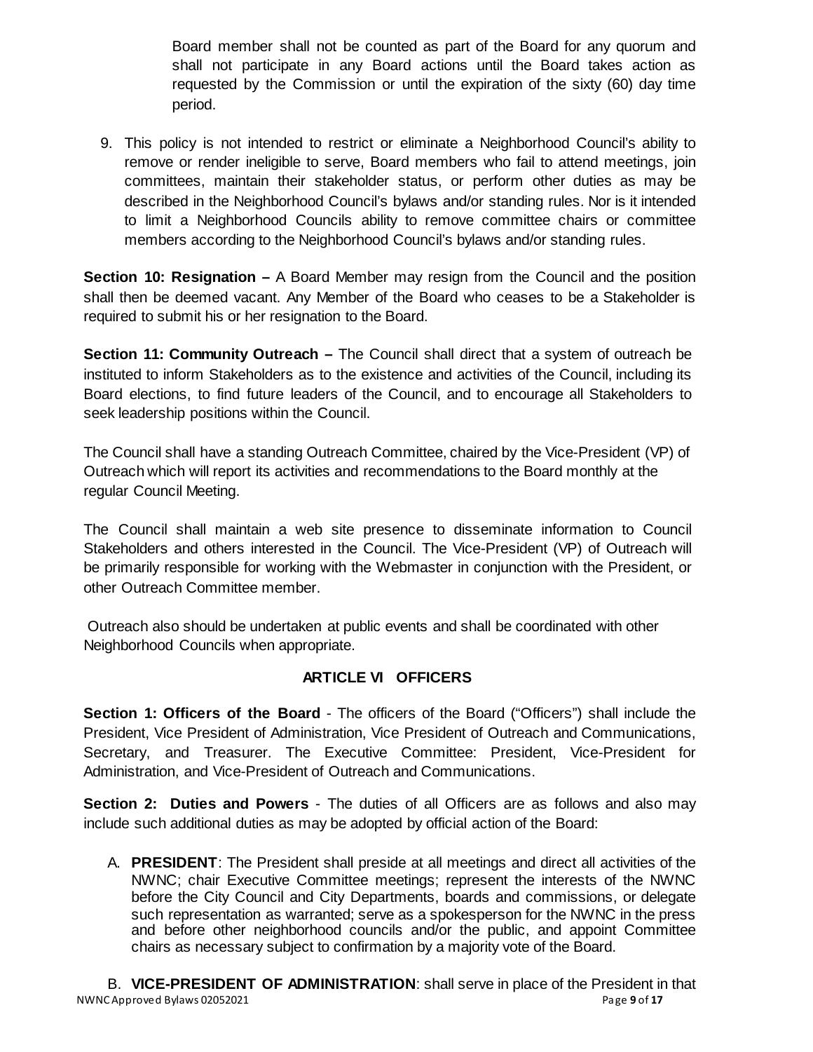Board member shall not be counted as part of the Board for any quorum and shall not participate in any Board actions until the Board takes action as requested by the Commission or until the expiration of the sixty (60) day time period.

9. This policy is not intended to restrict or eliminate a Neighborhood Council's ability to remove or render ineligible to serve, Board members who fail to attend meetings, join committees, maintain their stakeholder status, or perform other duties as may be described in the Neighborhood Council's bylaws and/or standing rules. Nor is it intended to limit a Neighborhood Councils ability to remove committee chairs or committee members according to the Neighborhood Council's bylaws and/or standing rules.

**Section 10: Resignation –** A Board Member may resign from the Council and the position shall then be deemed vacant. Any Member of the Board who ceases to be a Stakeholder is required to submit his or her resignation to the Board.

**Section 11: Community Outreach –** The Council shall direct that a system of outreach be instituted to inform Stakeholders as to the existence and activities of the Council, including its Board elections, to find future leaders of the Council, and to encourage all Stakeholders to seek leadership positions within the Council.

The Council shall have a standing Outreach Committee, chaired by the Vice-President (VP) of Outreach which will report its activities and recommendations to the Board monthly at the regular Council Meeting.

The Council shall maintain a web site presence to disseminate information to Council Stakeholders and others interested in the Council. The Vice-President (VP) of Outreach will be primarily responsible for working with the Webmaster in conjunction with the President, or other Outreach Committee member.

Outreach also should be undertaken at public events and shall be coordinated with other Neighborhood Councils when appropriate.

## ARTICLE VI OFFICERS

**Section 1: Officers of the Board** - The officers of the Board ("Officers") shall include the President, Vice President of Administration, Vice President of Outreach and Communications, Secretary, and Treasurer. The Executive Committee: President, Vice-President for Administration, and Vice-President of Outreach and Communications.

**Section 2: Duties and Powers** - The duties of all Officers are as follows and also may include such additional duties as may be adopted by official action of the Board:

A. **PRESIDENT**: The President shall preside at all meetings and direct all activities of the NWNC; chair Executive Committee meetings; represent the interests of the NWNC before the City Council and City Departments, boards and commissions, or delegate such representation as warranted; serve as a spokesperson for the NWNC in the press and before other neighborhood councils and/or the public, and appoint Committee chairs as necessary subject to confirmation by a majority vote of the Board.

B. **VICE-PRESIDENT OF ADMINISTRATION**: shall serve in place of the President in that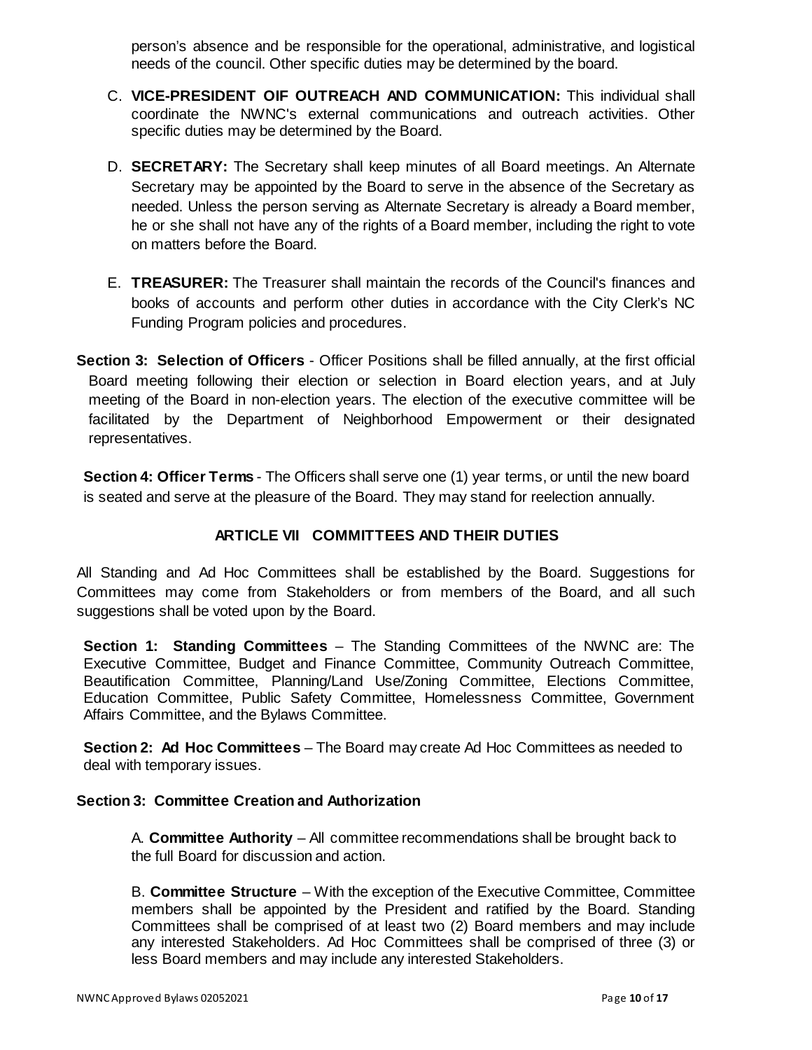person's absence and be responsible for the operational, administrative, and logistical needs of the council. Other specific duties may be determined by the board.

C. **VICE-PRESIDENT OIF OUTREACH AND COMMUNICATION:** This individual shall coordinate the NWNC's external communications and outreach activities. Other specific duties may be determined by the Board.

D. **SECRETARY:** The Secretary shall keep minutes of all Board meetings. An Alternate Secretary may be appointed by the Board to serve in the absence of the Secretary as needed. Unless the person serving as Alternate Secretary is already a Board member, he or she shall not have any of the rights of a Board member, including the right to vote on matters before the Board.

E. **TREASURER:** The Treasurer shall maintain the records of the Council's finances and books of accounts and perform other duties in accordance with the City Clerk's NC Funding Program policies and procedures.

**Section 3: Selection of Officers** - Officer Positions shall be filled annually, at the first official Board meeting following their election or selection in Board election years, and at July meeting of the Board in non-election years. The election of the executive committee will be facilitated by the Department of Neighborhood Empowerment or their designated representatives.

**Section 4: Officer Terms** - The Officers shall serve one (1) year terms, or until the new board is seated and serve at the pleasure of the Board. They may stand for reelection annually.

## ARTICLE VII COMMITTEES AND THEIR DUTIES

All Standing and Ad Hoc Committees shall be established by the Board. Suggestions for Committees may come from Stakeholders or from members of the Board, and all such suggestions shall be voted upon by the Board.

**Section 1: Standing Committees** – The Standing Committees of the NWNC are: The Executive Committee, Budget and Finance Committee, Community Outreach Committee, Beautification Committee, Planning/Land Use/Zoning Committee, Elections Committee, Education Committee, Public Safety Committee, Homelessness Committee, Government Affairs Committee, and the Bylaws Committee.

**Section 2: Ad Hoc Committees** – The Board may create Ad Hoc Committees as needed to deal with temporary issues.

**Section 3: Committee Creation and Authorization**

A. **Committee Authority** – All committee recommendations shall be brought back to the full Board for discussion and action.

B. **Committee Structure** – With the exception of the Executive Committee, Committee members shall be appointed by the President and ratified by the Board. Standing Committees shall be comprised of at least two (2) Board members and may include any interested Stakeholders. Ad Hoc Committees shall be comprised of three (3) or less Board members and may include any interested Stakeholders.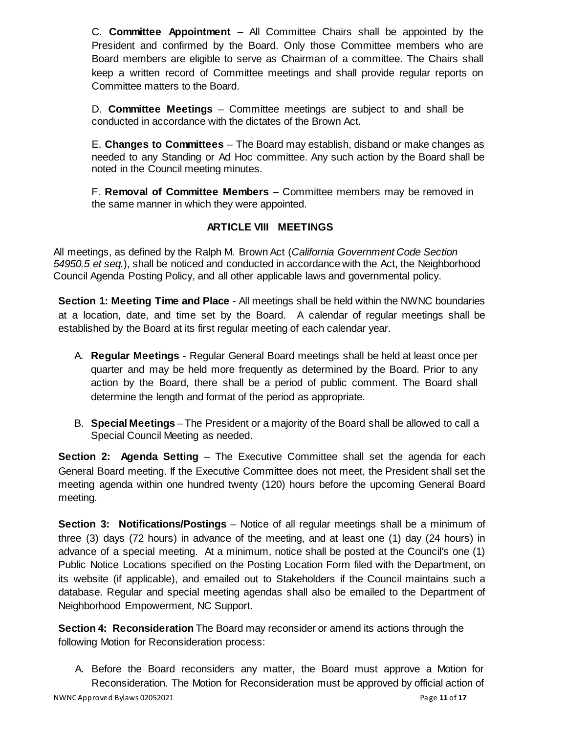C. **Committee Appointment** – All Committee Chairs shall be appointed by the President and confirmed by the Board. Only those Committee members who are Board members are eligible to serve as Chairman of a committee. The Chairs shall keep a written record of Committee meetings and shall provide regular reports on Committee matters to the Board.

D. **Committee Meetings** – Committee meetings are subject to and shall be conducted in accordance with the dictates of the Brown Act.

E. **Changes to Committees** – The Board may establish, disband or make changes as needed to any Standing or Ad Hoc committee. Any such action by the Board shall be noted in the Council meeting minutes.

F. **Removal of Committee Members** – Committee members may be removed in the same manner in which they were appointed.

## ARTICLE VIII MEETINGS

All meetings, as defined by the Ralph M. Brown Act (*California Government Code Section 54950.5 et seq.*), shall be noticed and conducted in accordance with the Act, the Neighborhood Council Agenda Posting Policy, and all other applicable laws and governmental policy.

**Section 1: Meeting Time and Place** - All meetings shall be held within the NWNC boundaries at a location, date, and time set by the Board. A calendar of regular meetings shall be established by the Board at its first regular meeting of each calendar year.

A. **Regular Meetings** - Regular General Board meetings shall be held at least once per quarter and may be held more frequently as determined by the Board. Prior to any action by the Board, there shall be a period of public comment. The Board shall determine the length and format of the period as appropriate.

B. **Special Meetings** – The President or a majority of the Board shall be allowed to call a Special Council Meeting as needed.

**Section 2: Agenda Setting** – The Executive Committee shall set the agenda for each General Board meeting. If the Executive Committee does not meet, the President shall set the meeting agenda within one hundred twenty (120) hours before the upcoming General Board meeting.

**Section 3: Notifications/Postings** – Notice of all regular meetings shall be a minimum of three (3) days (72 hours) in advance of the meeting, and at least one (1) day (24 hours) in advance of a special meeting. At a minimum, notice shall be posted at the Council's one (1) Public Notice Locations specified on the Posting Location Form filed with the Department, on its website (if applicable), and emailed out to Stakeholders if the Council maintains such a database. Regular and special meeting agendas shall also be emailed to the Department of Neighborhood Empowerment, NC Support.

**Section 4: Reconsideration** The Board may reconsider or amend its actions through the following Motion for Reconsideration process:

A. Before the Board reconsiders any matter, the Board must approve a Motion for Reconsideration. The Motion for Reconsideration must be approved by official action of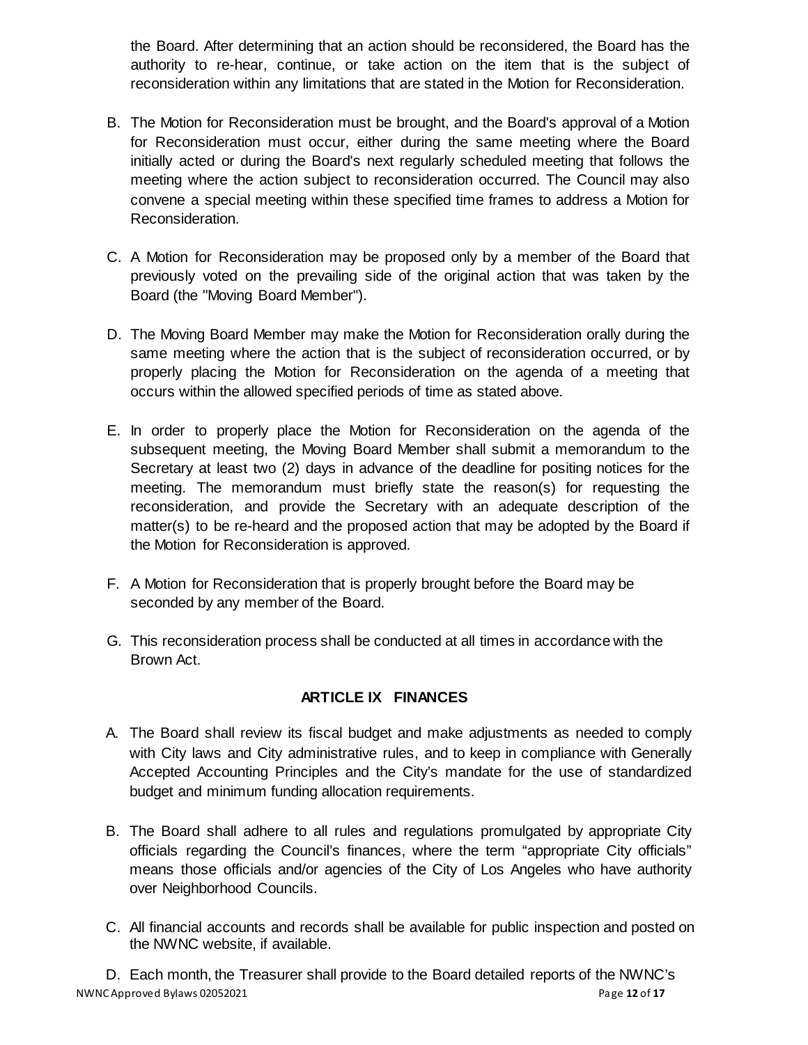the Board. After determining that an action should be reconsidered, the Board has the authority to re-hear, continue, or take action on the item that is the subject of reconsideration within any limitations that are stated in the Motion for Reconsideration.

B. The Motion for Reconsideration must be brought, and the Board's approval of a Motion for Reconsideration must occur, either during the same meeting where the Board initially acted or during the Board's next regularly scheduled meeting that follows the meeting where the action subject to reconsideration occurred. The Council may also convene a special meeting within these specified time frames to address a Motion for Reconsideration.

C. A Motion for Reconsideration may be proposed only by a member of the Board that previously voted on the prevailing side of the original action that was taken by the Board (the "Moving Board Member").

D. The Moving Board Member may make the Motion for Reconsideration orally during the same meeting where the action that is the subject of reconsideration occurred, or by properly placing the Motion for Reconsideration on the agenda of a meeting that occurs within the allowed specified periods of time as stated above.

E. In order to properly place the Motion for Reconsideration on the agenda of the subsequent meeting, the Moving Board Member shall submit a memorandum to the Secretary at least two (2) days in advance of the deadline for positing notices for the meeting. The memorandum must briefly state the reason(s) for requesting the reconsideration, and provide the Secretary with an adequate description of the matter(s) to be re-heard and the proposed action that may be adopted by the Board if the Motion for Reconsideration is approved.

F. A Motion for Reconsideration that is properly brought before the Board may be seconded by any member of the Board.

G. This reconsideration process shall be conducted at all times in accordance with the Brown Act.

## ARTICLE IX FINANCES

A. The Board shall review its fiscal budget and make adjustments as needed to comply with City laws and City administrative rules, and to keep in compliance with Generally Accepted Accounting Principles and the City's mandate for the use of standardized budget and minimum funding allocation requirements.

B. The Board shall adhere to all rules and regulations promulgated by appropriate City officials regarding the Council's finances, where the term "appropriate City officials" means those officials and/or agencies of the City of Los Angeles who have authority over Neighborhood Councils.

C. All financial accounts and records shall be available for public inspection and posted on the NWNC website, if available.

D. Each month, the Treasurer shall provide to the Board detailed reports of the NWNC's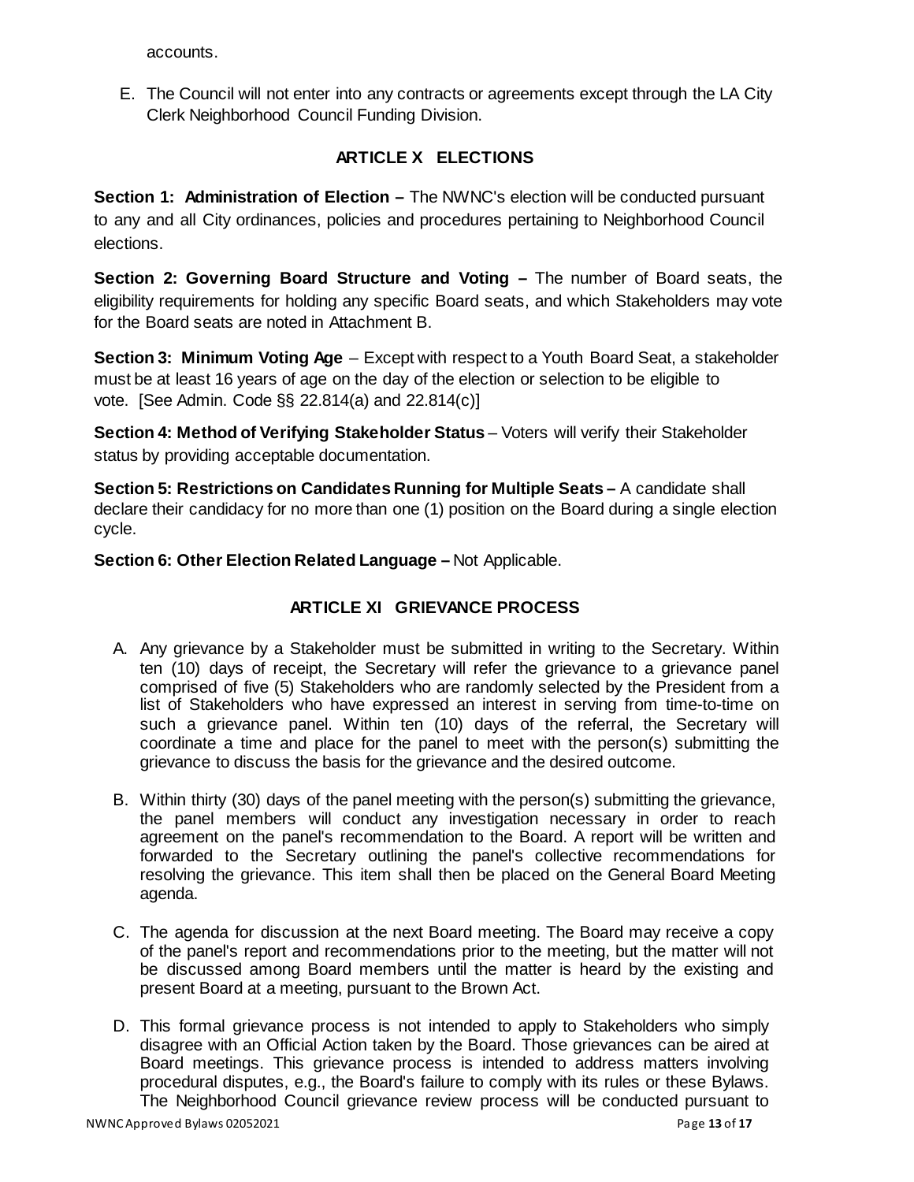accounts.

E. The Council will not enter into any contracts or agreements except through the LA City Clerk Neighborhood Council Funding Division.

## ARTICLE X ELECTIONS

**Section 1: Administration of Election –** The NWNC's election will be conducted pursuant to any and all City ordinances, policies and procedures pertaining to Neighborhood Council elections.

**Section 2: Governing Board Structure and Voting –** The number of Board seats, the eligibility requirements for holding any specific Board seats, and which Stakeholders may vote for the Board seats are noted in Attachment B.

**Section 3: Minimum Voting Age** – Except with respect to a Youth Board Seat, a stakeholder must be at least 16 years of age on the day of the election or selection to be eligible to vote. [See Admin. Code §§ 22.814(a) and 22.814(c)]

**Section 4: Method of Verifying Stakeholder Status** – Voters will verify their Stakeholder status by providing acceptable documentation.

**Section 5: Restrictions on Candidates Running for Multiple Seats –** A candidate shall declare their candidacy for no more than one (1) position on the Board during a single election cycle.

**Section 6: Other Election Related Language –** Not Applicable.

## ARTICLE XI GRIEVANCE PROCESS

A. Any grievance by a Stakeholder must be submitted in writing to the Secretary. Within ten (10) days of receipt, the Secretary will refer the grievance to a grievance panel comprised of five (5) Stakeholders who are randomly selected by the President from a list of Stakeholders who have expressed an interest in serving from time-to-time on such a grievance panel. Within ten (10) days of the referral, the Secretary will coordinate a time and place for the panel to meet with the person(s) submitting the grievance to discuss the basis for the grievance and the desired outcome.

B. Within thirty (30) days of the panel meeting with the person(s) submitting the grievance, the panel members will conduct any investigation necessary in order to reach agreement on the panel's recommendation to the Board. A report will be written and forwarded to the Secretary outlining the panel's collective recommendations for resolving the grievance. This item shall then be placed on the General Board Meeting agenda.

C. The agenda for discussion at the next Board meeting. The Board may receive a copy of the panel's report and recommendations prior to the meeting, but the matter will not be discussed among Board members until the matter is heard by the existing and present Board at a meeting, pursuant to the Brown Act.

D. This formal grievance process is not intended to apply to Stakeholders who simply disagree with an Official Action taken by the Board. Those grievances can be aired at Board meetings. This grievance process is intended to address matters involving procedural disputes, e.g., the Board's failure to comply with its rules or these Bylaws. The Neighborhood Council grievance review process will be conducted pursuant to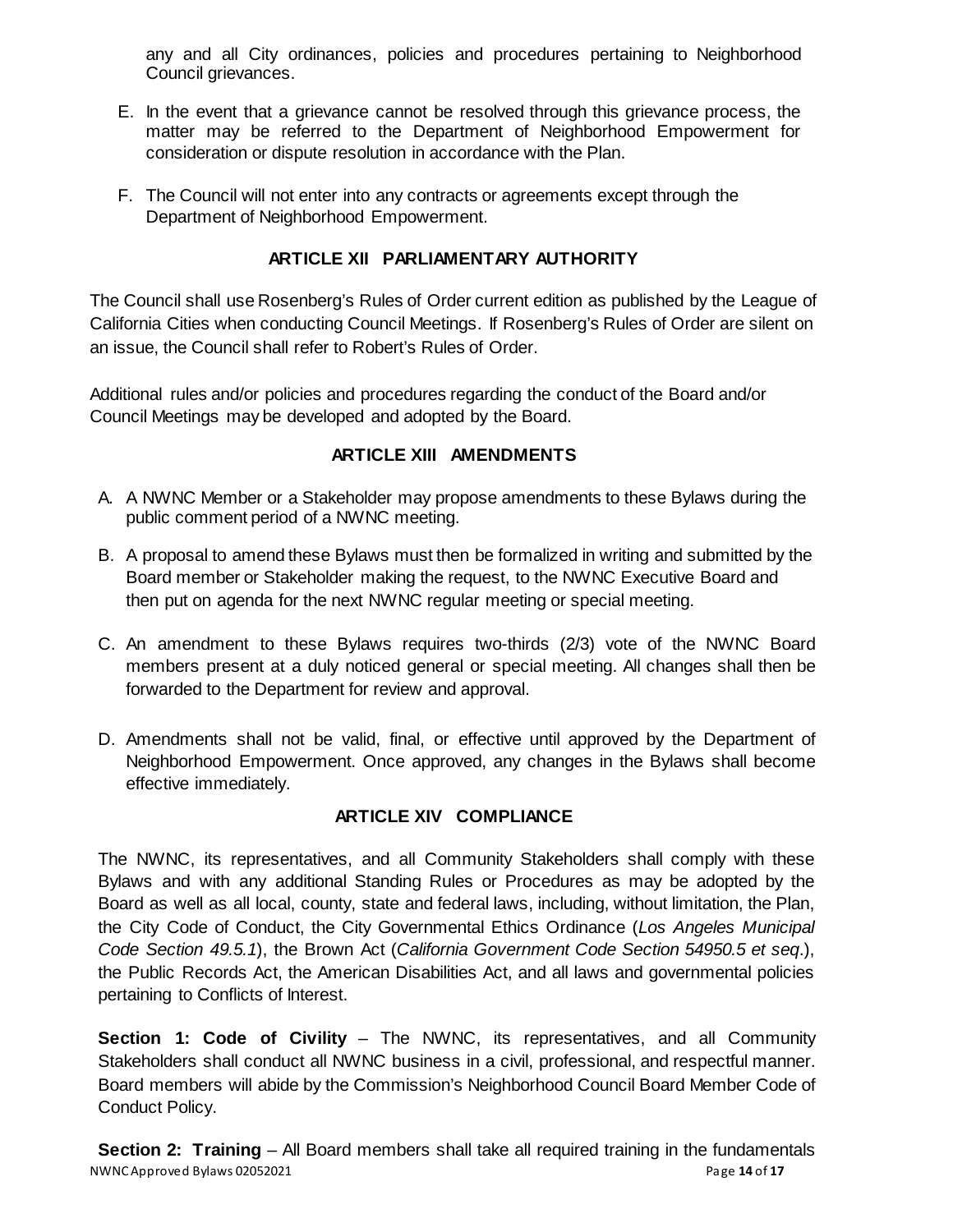any and all City ordinances, policies and procedures pertaining to Neighborhood Council grievances.

E. In the event that a grievance cannot be resolved through this grievance process, the matter may be referred to the Department of Neighborhood Empowerment for consideration or dispute resolution in accordance with the Plan.

F. The Council will not enter into any contracts or agreements except through the Department of Neighborhood Empowerment.

## ARTICLE XII PARLIAMENTARY AUTHORITY

The Council shall use Rosenberg's Rules of Order current edition as published by the League of California Cities when conducting Council Meetings. If Rosenberg's Rules of Order are silent on an issue, the Council shall refer to Robert's Rules of Order.

Additional rules and/or policies and procedures regarding the conduct of the Board and/or Council Meetings may be developed and adopted by the Board.

## ARTICLE XIII AMENDMENTS

A. A NWNC Member or a Stakeholder may propose amendments to these Bylaws during the public comment period of a NWNC meeting.

B. A proposal to amend these Bylaws must then be formalized in writing and submitted by the Board member or Stakeholder making the request, to the NWNC Executive Board and then put on agenda for the next NWNC regular meeting or special meeting.

C. An amendment to these Bylaws requires two-thirds (2/3) vote of the NWNC Board members present at a duly noticed general or special meeting. All changes shall then be forwarded to the Department for review and approval.

D. Amendments shall not be valid, final, or effective until approved by the Department of Neighborhood Empowerment. Once approved, any changes in the Bylaws shall become effective immediately.

## ARTICLE XIV COMPLIANCE

The NWNC, its representatives, and all Community Stakeholders shall comply with these Bylaws and with any additional Standing Rules or Procedures as may be adopted by the Board as well as all local, county, state and federal laws, including, without limitation, the Plan, the City Code of Conduct, the City Governmental Ethics Ordinance (*Los Angeles Municipal Code Section 49.5.1*), the Brown Act (*California Government Code Section 54950.5 et seq*.), the Public Records Act, the American Disabilities Act, and all laws and governmental policies pertaining to Conflicts of Interest.

**Section 1: Code of Civility** – The NWNC, its representatives, and all Community Stakeholders shall conduct all NWNC business in a civil, professional, and respectful manner. Board members will abide by the Commission's Neighborhood Council Board Member Code of Conduct Policy.

**Section 2: Training** – All Board members shall take all required training in the fundamentals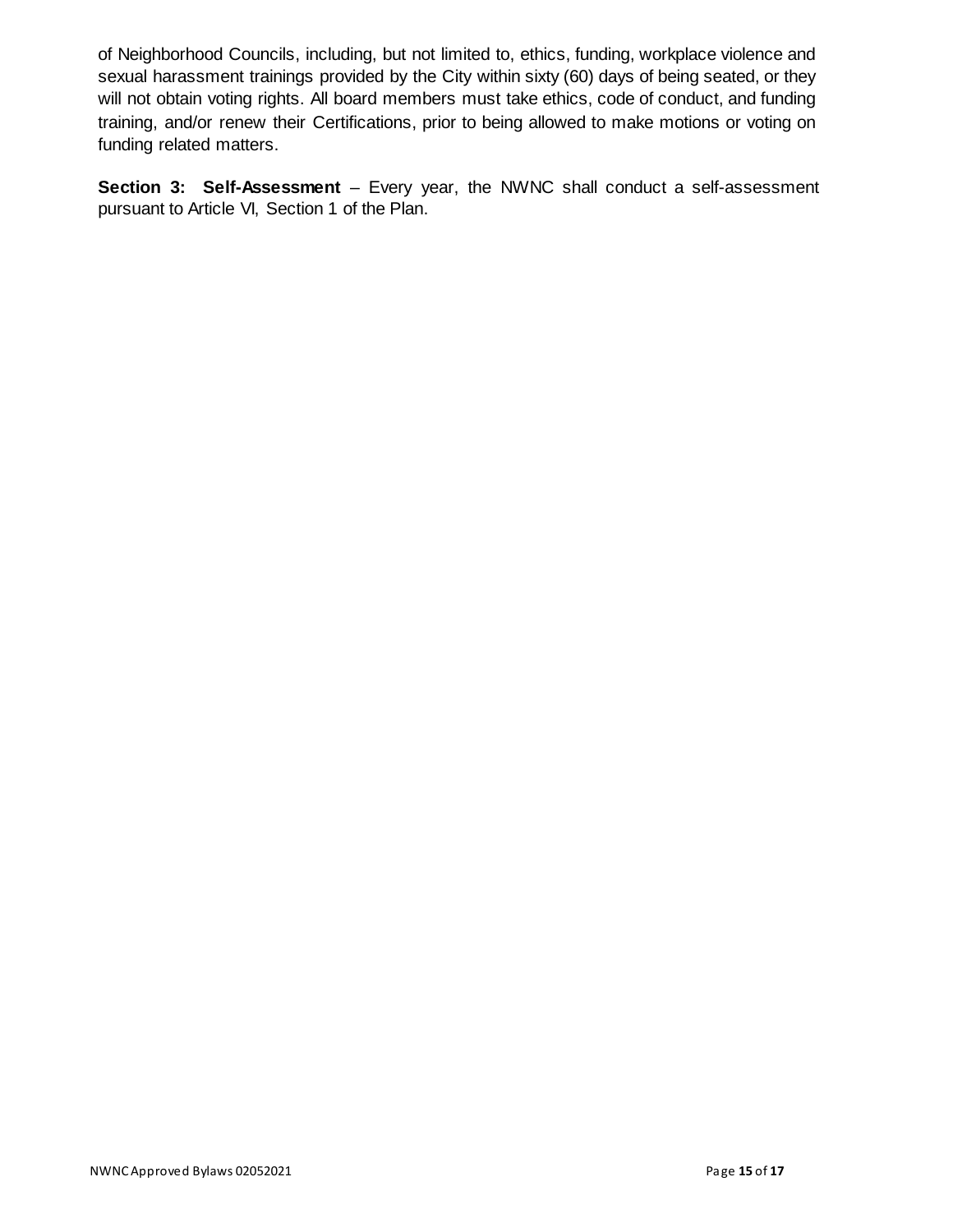of Neighborhood Councils, including, but not limited to, ethics, funding, workplace violence and sexual harassment trainings provided by the City within sixty (60) days of being seated, or they will not obtain voting rights. All board members must take ethics, code of conduct, and funding training, and/or renew their Certifications, prior to being allowed to make motions or voting on funding related matters.

**Section 3: Self-Assessment** – Every year, the NWNC shall conduct a self-assessment pursuant to Article VI, Section 1 of the Plan.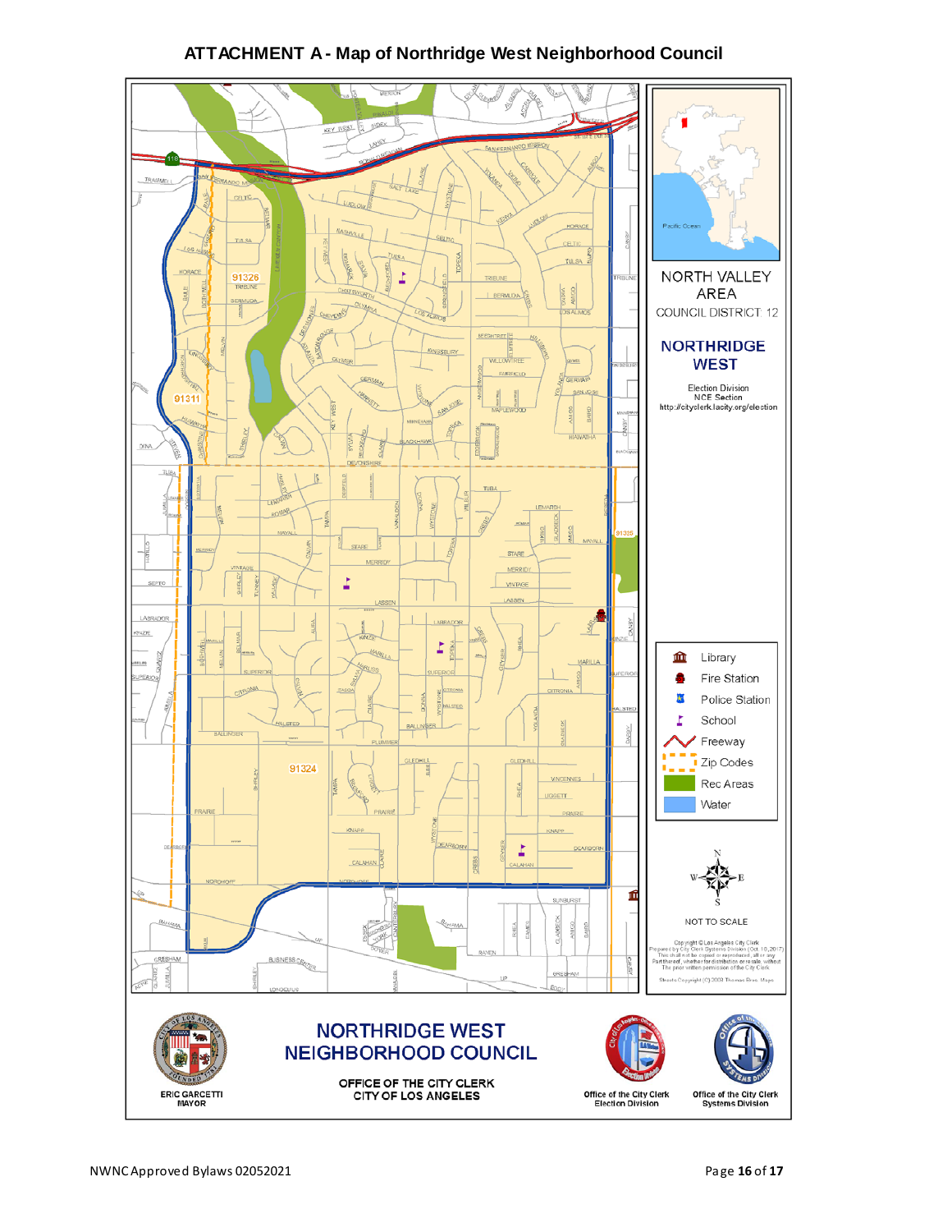# ATTACHMENT A - Map of Northridge West Neighborhood Council

NORTH VALLEY AREA

COUNCIL DISTRICT 12

NORTHRIDGE WEST

Election Division
NCE Section
http://cityclerk.lacity.org/election

Library
Fire Station
Police Station
School
Freeway
Zip Codes
Rec Areas
Water

NOT TO SCALE

NORTHRIDGE WEST NEIGHBORHOOD COUNCIL

OFFICE OF THE CITY CLERK
CITY OF LOS ANGELES

ERIC GARCETTI
MAYOR

Office of the City Clerk
Election Division

Office of the City Clerk
Systems Division

NWNC Approved Bylaws 02052021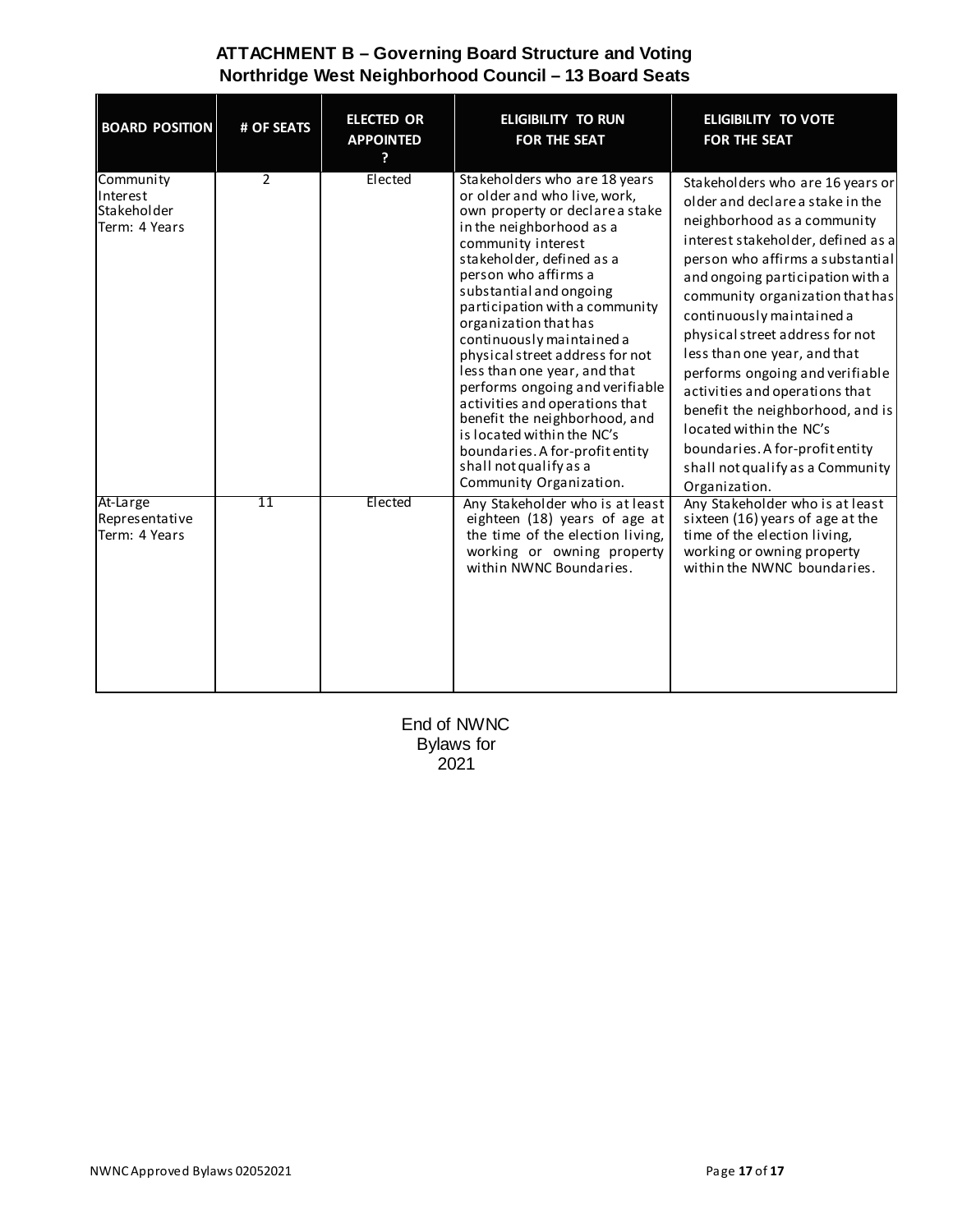## ATTACHMENT B – Governing Board Structure and Voting
## Northridge West Neighborhood Council – 13 Board Seats

| BOARD POSITION | # OF SEATS | ELECTED OR APPOINTED ? | ELIGIBILITY TO RUN FOR THE SEAT | ELIGIBILITY TO VOTE FOR THE SEAT |
|---|---|---|---|---|
| Community Interest Stakeholder Term: 4 Years | 2 | Elected | Stakeholders who are 18 years or older and who live, work, own property or declare a stake in the neighborhood as a community interest stakeholder, defined as a person who affirms a substantial and ongoing participation with a community organization that has continuously maintained a physical street address for not less than one year, and that performs ongoing and verifiable activities and operations that benefit the neighborhood, and is located within the NC's boundaries. A for-profit entity shall not qualify as a Community Organization. | Stakeholders who are 16 years or older and declare a stake in the neighborhood as a community interest stakeholder, defined as a person who affirms a substantial and ongoing participation with a community organization that has continuously maintained a physical street address for not less than one year, and that performs ongoing and verifiable activities and operations that benefit the neighborhood, and is located within the NC's boundaries. A for-profit entity shall not qualify as a Community Organization. |
| At-Large Representative Term: 4 Years | 11 | Elected | Any Stakeholder who is at least eighteen (18) years of age at the time of the election living, working or owning property within NWNC Boundaries. | Any Stakeholder who is at least sixteen (16) years of age at the time of the election living, working or owning property within the NWNC boundaries. |

End of NWNC Bylaws for 2021